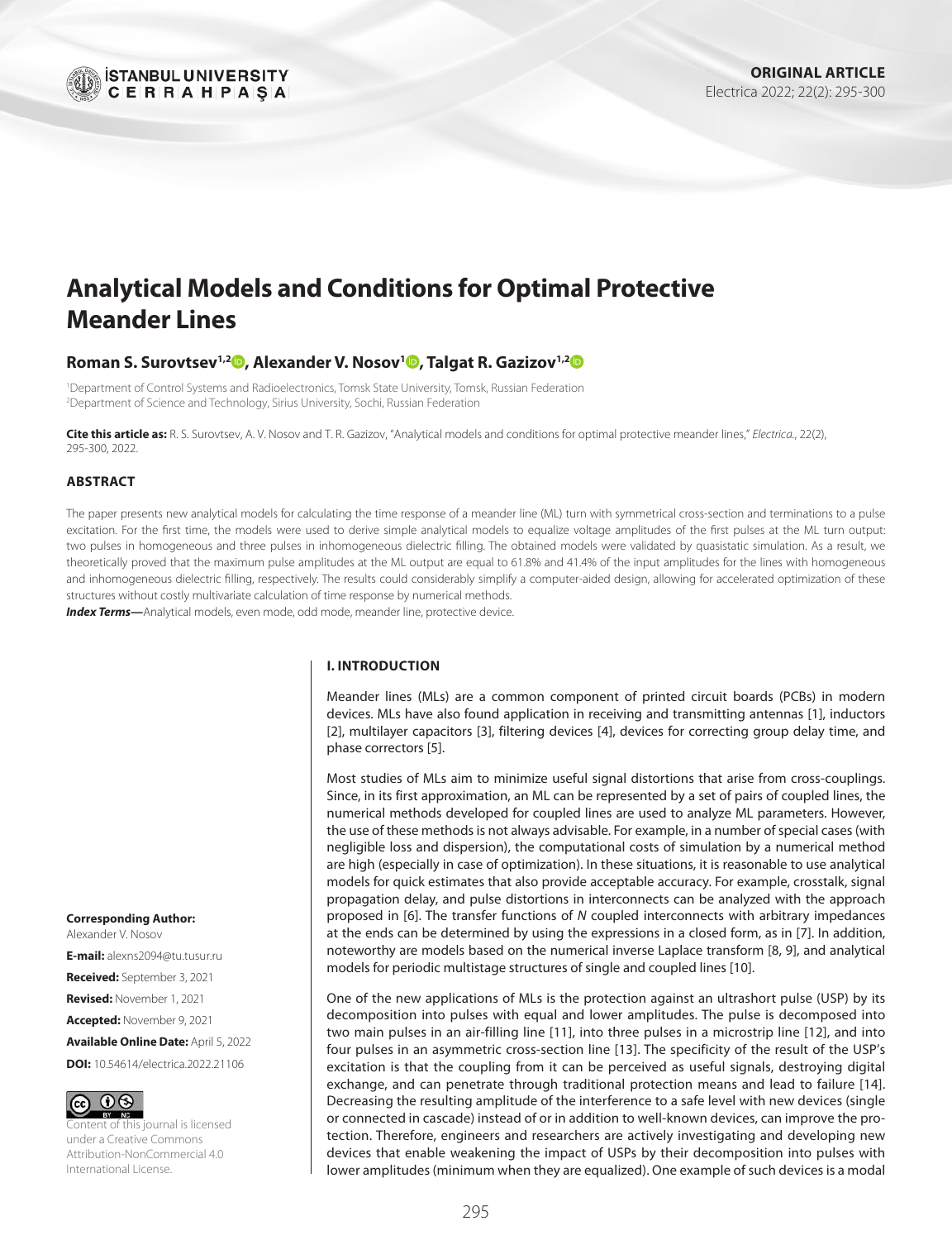ORIGINAL ARTICLE

# Analytical Models and Conditions for Optimal Protective Meander Lines

**Roman S. Surovtsev[1,2], Alexander V. Nosov[1], Talgat R. Gazizov[1,2]**

[1]Department of Control Systems and Radioelectronics, Tomsk State University, Tomsk, Russian Federation
[2]Department of Science and Technology, Sirius University, Sochi, Russian Federation

**Cite this article as:** R. S. Surovtsev, A. V. Nosov and T. R. Gazizov, "Analytical models and conditions for optimal protective meander lines," *Electrica.*, 22(2), 295-300, 2022.

## ABSTRACT

The paper presents new analytical models for calculating the time response of a meander line (ML) turn with symmetrical cross-section and terminations to a pulse excitation. For the first time, the models were used to derive simple analytical models to equalize voltage amplitudes of the first pulses at the ML turn output: two pulses in homogeneous and three pulses in inhomogeneous dielectric filling. The obtained models were validated by quasistatic simulation. As a result, we theoretically proved that the maximum pulse amplitudes at the ML output are equal to 61.8% and 41.4% of the input amplitudes for the lines with homogeneous and inhomogeneous dielectric filling, respectively. The results could considerably simplify a computer-aided design, allowing for accelerated optimization of these structures without costly multivariate calculation of time response by numerical methods.

***Index Terms***—Analytical models, even mode, odd mode, meander line, protective device.

**Corresponding Author:**
Alexander V. Nosov

**E-mail:** alexns2094@tu.tusur.ru

**Received:** September 3, 2021

**Revised:** November 1, 2021

**Accepted:** November 9, 2021

**Available Online Date:** April 5, 2022

**DOI:** 10.54614/electrica.2022.21106

Content of this journal is licensed under a Creative Commons Attribution-NonCommercial 4.0 International License.

## I. INTRODUCTION

Meander lines (MLs) are a common component of printed circuit boards (PCBs) in modern devices. MLs have also found application in receiving and transmitting antennas [1], inductors [2], multilayer capacitors [3], filtering devices [4], devices for correcting group delay time, and phase correctors [5].

Most studies of MLs aim to minimize useful signal distortions that arise from cross-couplings. Since, in its first approximation, an ML can be represented by a set of pairs of coupled lines, the numerical methods developed for coupled lines are used to analyze ML parameters. However, the use of these methods is not always advisable. For example, in a number of special cases (with negligible loss and dispersion), the computational costs of simulation by a numerical method are high (especially in case of optimization). In these situations, it is reasonable to use analytical models for quick estimates that also provide acceptable accuracy. For example, crosstalk, signal propagation delay, and pulse distortions in interconnects can be analyzed with the approach proposed in [6]. The transfer functions of *N* coupled interconnects with arbitrary impedances at the ends can be determined by using the expressions in a closed form, as in [7]. In addition, noteworthy are models based on the numerical inverse Laplace transform [8, 9], and analytical models for periodic multistage structures of single and coupled lines [10].

One of the new applications of MLs is the protection against an ultrashort pulse (USP) by its decomposition into pulses with equal and lower amplitudes. The pulse is decomposed into two main pulses in an air-filling line [11], into three pulses in a microstrip line [12], and into four pulses in an asymmetric cross-section line [13]. The specificity of the result of the USP's excitation is that the coupling from it can be perceived as useful signals, destroying digital exchange, and can penetrate through traditional protection means and lead to failure [14]. Decreasing the resulting amplitude of the interference to a safe level with new devices (single or connected in cascade) instead of or in addition to well-known devices, can improve the protection. Therefore, engineers and researchers are actively investigating and developing new devices that enable weakening the impact of USPs by their decomposition into pulses with lower amplitudes (minimum when they are equalized). One example of such devices is a modal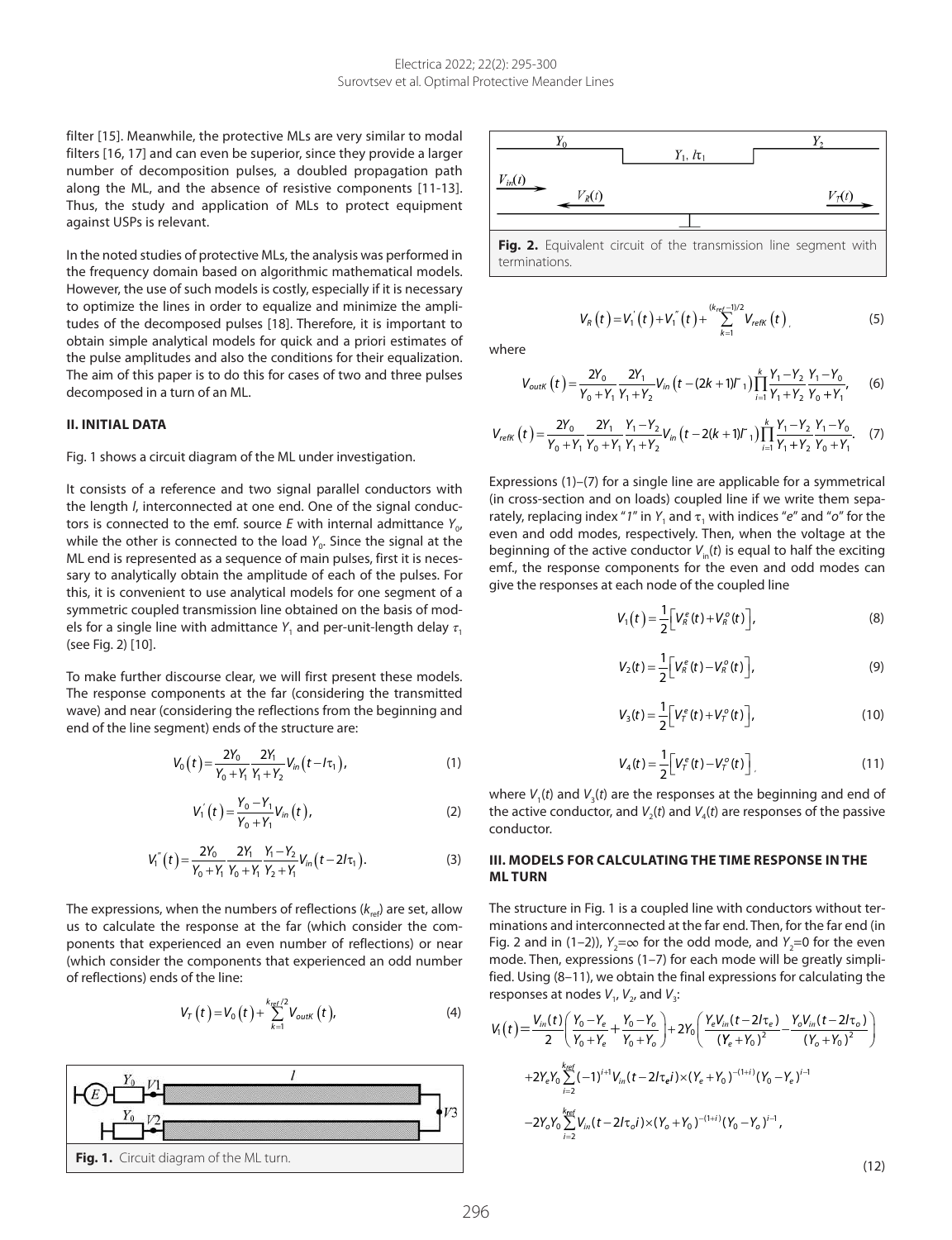filter [15]. Meanwhile, the protective MLs are very similar to modal filters [16, 17] and can even be superior, since they provide a larger number of decomposition pulses, a doubled propagation path along the ML, and the absence of resistive components [11-13]. Thus, the study and application of MLs to protect equipment against USPs is relevant.

In the noted studies of protective MLs, the analysis was performed in the frequency domain based on algorithmic mathematical models. However, the use of such models is costly, especially if it is necessary to optimize the lines in order to equalize and minimize the amplitudes of the decomposed pulses [18]. Therefore, it is important to obtain simple analytical models for quick and a priori estimates of the pulse amplitudes and also the conditions for their equalization. The aim of this paper is to do this for cases of two and three pulses decomposed in a turn of an ML.

## II. INITIAL DATA

Fig. 1 shows a circuit diagram of the ML under investigation.

It consists of a reference and two signal parallel conductors with the length $l$, interconnected at one end. One of the signal conductors is connected to the emf. source $E$ with internal admittance $Y_0$, while the other is connected to the load $Y_0$. Since the signal at the ML end is represented as a sequence of main pulses, first it is necessary to analytically obtain the amplitude of each of the pulses. For this, it is convenient to use analytical models for one segment of a symmetric coupled transmission line obtained on the basis of models for a single line with admittance $Y_1$ and per-unit-length delay $\tau_1$ (see Fig. 2) [10].

To make further discourse clear, we will first present these models. The response components at the far (considering the transmitted wave) and near (considering the reflections from the beginning and end of the line segment) ends of the structure are:

$$V_0(t)=\frac{2Y_0}{Y_0+Y_1}\frac{2Y_1}{Y_1+Y_2}V_{in}(t-l\tau_1),\tag{1}$$

$$V_1^{'}(t)=\frac{Y_0-Y_1}{Y_0+Y_1}V_{in}(t),\tag{2}$$

$$V_1^{''}(t)=\frac{2Y_0}{Y_0+Y_1}\frac{2Y_1}{Y_0+Y_1}\frac{Y_1-Y_2}{Y_2+Y_1}V_{in}(t-2l\tau_1).\tag{3}$$

The expressions, when the numbers of reflections ($k_{ref}$) are set, allow us to calculate the response at the far (which consider the components that experienced an even number of reflections) or near (which consider the components that experienced an odd number of reflections) ends of the line:

$$V_T(t)=V_0(t)+\sum_{k=1}^{k_{ref}/2}V_{outK}(t),\tag{4}$$

Fig. 1. Circuit diagram of the ML turn.

Fig. 2. Equivalent circuit of the transmission line segment with terminations.

$$V_R(t)=V_1^{'}(t)+V_1^{''}(t)+\sum_{k=1}^{(k_{ref}-1)/2}V_{refK}(t),\tag{5}$$

where

$$V_{outK}(t)=\frac{2Y_0}{Y_0+Y_1}\frac{2Y_1}{Y_1+Y_2}V_{in}(t-(2k+1)l\tau_1)\prod_{i=1}^{k}\frac{Y_1-Y_2}{Y_1+Y_2}\frac{Y_1-Y_0}{Y_0+Y_1},\tag{6}$$

$$V_{refK}(t)=\frac{2Y_0}{Y_0+Y_1}\frac{2Y_1}{Y_0+Y_1}\frac{Y_1-Y_2}{Y_1+Y_2}V_{in}(t-2(k+1)l\tau_1)\prod_{i=1}^{k}\frac{Y_1-Y_2}{Y_1+Y_2}\frac{Y_1-Y_0}{Y_0+Y_1}.\tag{7}$$

Expressions (1)–(7) for a single line are applicable for a symmetrical (in cross-section and on loads) coupled line if we write them separately, replacing index "1" in $Y_1$ and $\tau_1$ with indices "e" and "o" for the even and odd modes, respectively. Then, when the voltage at the beginning of the active conductor $V_{in}(t)$ is equal to half the exciting emf., the response components for the even and odd modes can give the responses at each node of the coupled line

$$V_1(t)=\frac{1}{2}\left[V_R^e(t)+V_R^o(t)\right],\tag{8}$$

$$V_2(t)=\frac{1}{2}\left[V_R^e(t)-V_R^o(t)\right],\tag{9}$$

$$V_3(t)=\frac{1}{2}\left[V_T^e(t)+V_T^o(t)\right],\tag{10}$$

$$V_4(t)=\frac{1}{2}\left[V_T^e(t)-V_T^o(t)\right],\tag{11}$$

where $V_1(t)$ and $V_3(t)$ are the responses at the beginning and end of the active conductor, and $V_2(t)$ and $V_4(t)$ are responses of the passive conductor.

## III. MODELS FOR CALCULATING THE TIME RESPONSE IN THE ML TURN

The structure in Fig. 1 is a coupled line with conductors without terminations and interconnected at the far end. Then, for the far end (in Fig. 2 and in (1–2)), $Y_2=\infty$ for the odd mode, and $Y_2=0$ for the even mode. Then, expressions (1–7) for each mode will be greatly simplified. Using (8–11), we obtain the final expressions for calculating the responses at nodes $V_1$, $V_2$, and $V_3$:

$$\begin{aligned}V_1(t)=&\frac{V_{in}(t)}{2}\left(\frac{Y_0-Y_e}{Y_0+Y_e}+\frac{Y_0-Y_o}{Y_0+Y_o}\right)+2Y_0\left(\frac{Y_eV_{in}(t-2l\tau_e)}{(Y_e+Y_0)^2}-\frac{Y_oV_{in}(t-2l\tau_o)}{(Y_o+Y_0)^2}\right)\\&+2Y_eY_0\sum_{i=2}^{k_{ref}}(-1)^{i+1}V_{in}(t-2l\tau_e i)\times(Y_e+Y_0)^{-(1+i)}(Y_0-Y_e)^{i-1}\\&-2Y_oY_0\sum_{i=2}^{k_{ref}}V_{in}(t-2l\tau_o i)\times(Y_o+Y_0)^{-(1+i)}(Y_0-Y_o)^{i-1},\end{aligned}\tag{12}$$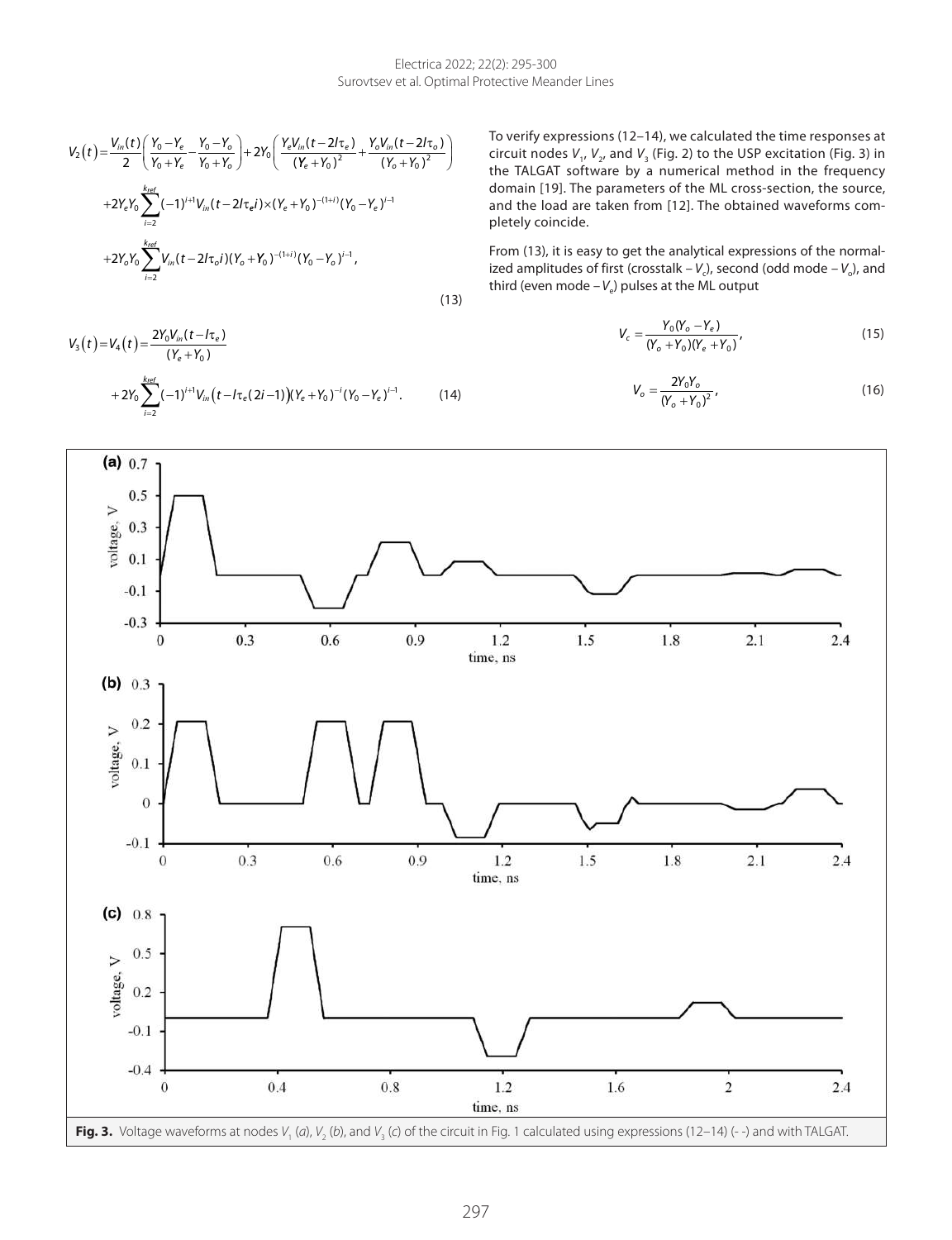$$V_2(t)=\frac{V_{in}(t)}{2}\left(\frac{Y_0-Y_e}{Y_0+Y_e}-\frac{Y_0-Y_o}{Y_0+Y_o}\right)+2Y_0\left(\frac{Y_eV_{in}(t-2l\tau_e)}{(Y_e+Y_0)^2}+\frac{Y_oV_{in}(t-2l\tau_o)}{(Y_o+Y_0)^2}\right)$$
$$+2Y_eY_0\sum_{i=2}^{k_{ref}}(-1)^{i+1}V_{in}(t-2l\tau_e i)\times(Y_e+Y_0)^{-(1+i)}(Y_0-Y_e)^{i-1}$$
$$+2Y_oY_0\sum_{i=2}^{k_{ref}}V_{in}(t-2l\tau_o i)(Y_o+Y_0)^{-(1+i)}(Y_0-Y_o)^{i-1}, \tag{13}$$

$$V_3(t)=V_4(t)=\frac{2Y_0V_{in}(t-l\tau_e)}{(Y_e+Y_0)}$$
$$+2Y_0\sum_{i=2}^{k_{ref}}(-1)^{i+1}V_{in}\big(t-l\tau_e(2i-1)\big)(Y_e+Y_0)^{-i}(Y_0-Y_e)^{i-1}. \tag{14}$$

To verify expressions (12–14), we calculated the time responses at circuit nodes $V_1$, $V_2$, and $V_3$ (Fig. 2) to the USP excitation (Fig. 3) in the TALGAT software by a numerical method in the frequency domain [19]. The parameters of the ML cross-section, the source, and the load are taken from [12]. The obtained waveforms completely coincide.

From (13), it is easy to get the analytical expressions of the normalized amplitudes of first (crosstalk – $V_c$), second (odd mode – $V_o$), and third (even mode – $V_e$) pulses at the ML output

$$V_c=\frac{Y_0(Y_o-Y_e)}{(Y_o+Y_0)(Y_e+Y_0)}, \tag{15}$$

$$V_o=\frac{2Y_0Y_o}{(Y_o+Y_0)^2}, \tag{16}$$

**Fig. 3.** Voltage waveforms at nodes $V_1$ (*a*), $V_2$ (*b*), and $V_3$ (*c*) of the circuit in Fig. 1 calculated using expressions (12–14) (- -) and with TALGAT.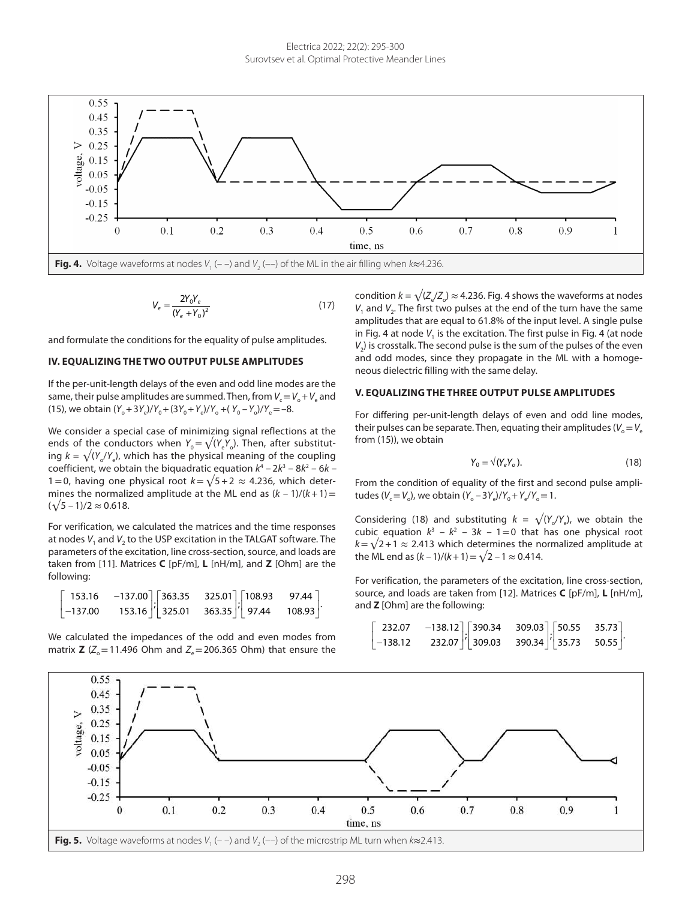Fig. 4. Voltage waveforms at nodes $V_1$ (– –) and $V_2$ (––) of the ML in the air filling when $k \approx 4.236$.

$$V_e = \frac{2Y_0 Y_e}{(Y_e + Y_0)^2} \tag{17}$$

and formulate the conditions for the equality of pulse amplitudes.

## IV. EQUALIZING THE TWO OUTPUT PULSE AMPLITUDES

If the per-unit-length delays of the even and odd line modes are the same, their pulse amplitudes are summed. Then, from $V_c = V_o + V_e$ and (15), we obtain $(Y_o + 3Y_e)/Y_0 + (3Y_0 + Y_e)/Y_o + (Y_0 - Y_o)/Y_e = -8$.

We consider a special case of minimizing signal reflections at the ends of the conductors when $Y_0 = \sqrt{(Y_e Y_o)}$. Then, after substituting $k = \sqrt{(Y_o/Y_e)}$, which has the physical meaning of the coupling coefficient, we obtain the biquadratic equation $k^4 - 2k^3 - 8k^2 - 6k - 1 = 0$, having one physical root $k = \sqrt{5} + 2 \approx 4.236$, which determines the normalized amplitude at the ML end as $(k-1)/(k+1) = (\sqrt{5} - 1)/2 \approx 0.618$.

For verification, we calculated the matrices and the time responses at nodes $V_1$ and $V_2$ to the USP excitation in the TALGAT software. The parameters of the excitation, line cross-section, source, and loads are taken from [11]. Matrices **C** [pF/m], **L** [nH/m], and **Z** [Ohm] are the following:

$$\begin{bmatrix} 153.16 & -137.00 \\ -137.00 & 153.16 \end{bmatrix}; \begin{bmatrix} 363.35 & 325.01 \\ 325.01 & 363.35 \end{bmatrix}; \begin{bmatrix} 108.93 & 97.44 \\ 97.44 & 108.93 \end{bmatrix}.$$

We calculated the impedances of the odd and even modes from matrix **Z** ($Z_o = 11.496$ Ohm and $Z_e = 206.365$ Ohm) that ensure the condition $k = \sqrt{(Z_e/Z_o)} \approx 4.236$. Fig. 4 shows the waveforms at nodes $V_1$ and $V_2$. The first two pulses at the end of the turn have the same amplitudes that are equal to 61.8% of the input level. A single pulse in Fig. 4 at node $V_1$ is the excitation. The first pulse in Fig. 4 (at node $V_2$) is crosstalk. The second pulse is the sum of the pulses of the even and odd modes, since they propagate in the ML with a homogeneous dielectric filling with the same delay.

## V. EQUALIZING THE THREE OUTPUT PULSE AMPLITUDES

For differing per-unit-length delays of even and odd line modes, their pulses can be separate. Then, equating their amplitudes ($V_o = V_e$ from (15)), we obtain

$$Y_0 = \sqrt{(Y_e Y_o)}. \tag{18}$$

From the condition of equality of the first and second pulse amplitudes ($V_c = V_o$), we obtain $(Y_o - 3Y_e)/Y_0 + Y_e/Y_o = 1$.

Considering (18) and substituting $k = \sqrt{(Y_o/Y_e)}$, we obtain the cubic equation $k^3 - k^2 - 3k - 1 = 0$ that has one physical root $k = \sqrt{2} + 1 \approx 2.413$ which determines the normalized amplitude at the ML end as $(k-1)/(k+1) = \sqrt{2} - 1 \approx 0.414$.

For verification, the parameters of the excitation, line cross-section, source, and loads are taken from [12]. Matrices **C** [pF/m], **L** [nH/m], and **Z** [Ohm] are the following:

$$\begin{bmatrix} 232.07 & -138.12 \\ -138.12 & 232.07 \end{bmatrix}; \begin{bmatrix} 390.34 & 309.03 \\ 309.03 & 390.34 \end{bmatrix}; \begin{bmatrix} 50.55 & 35.73 \\ 35.73 & 50.55 \end{bmatrix}.$$

Fig. 5. Voltage waveforms at nodes $V_1$ (– –) and $V_2$ (––) of the microstrip ML turn when $k \approx 2.413$.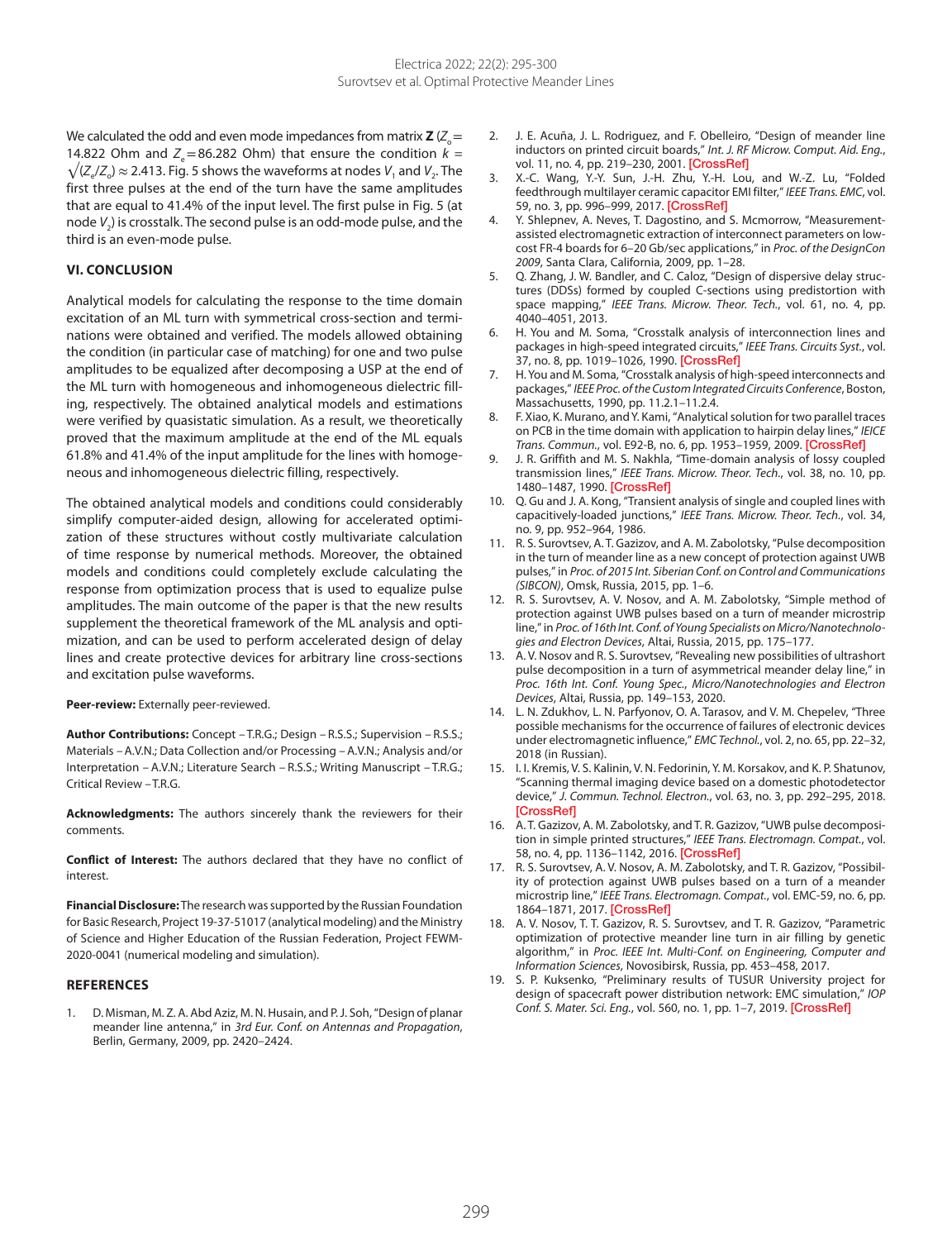We calculated the odd and even mode impedances from matrix **Z** ($Z_o$ = 14.822 Ohm and $Z_e$ = 86.282 Ohm) that ensure the condition $k = \sqrt{(Z_e/Z_o)} \approx 2.413$. Fig. 5 shows the waveforms at nodes $V_1$ and $V_2$. The first three pulses at the end of the turn have the same amplitudes that are equal to 41.4% of the input level. The first pulse in Fig. 5 (at node $V_2$) is crosstalk. The second pulse is an odd-mode pulse, and the third is an even-mode pulse.

## VI. CONCLUSION

Analytical models for calculating the response to the time domain excitation of an ML turn with symmetrical cross-section and terminations were obtained and verified. The models allowed obtaining the condition (in particular case of matching) for one and two pulse amplitudes to be equalized after decomposing a USP at the end of the ML turn with homogeneous and inhomogeneous dielectric filling, respectively. The obtained analytical models and estimations were verified by quasistatic simulation. As a result, we theoretically proved that the maximum amplitude at the end of the ML equals 61.8% and 41.4% of the input amplitude for the lines with homogeneous and inhomogeneous dielectric filling, respectively.

The obtained analytical models and conditions could considerably simplify computer-aided design, allowing for accelerated optimization of these structures without costly multivariate calculation of time response by numerical methods. Moreover, the obtained models and conditions could completely exclude calculating the response from optimization process that is used to equalize pulse amplitudes. The main outcome of the paper is that the new results supplement the theoretical framework of the ML analysis and optimization, and can be used to perform accelerated design of delay lines and create protective devices for arbitrary line cross-sections and excitation pulse waveforms.

**Peer-review:** Externally peer-reviewed.

**Author Contributions:** Concept – T.R.G.; Design – R.S.S.; Supervision – R.S.S.; Materials – A.V.N.; Data Collection and/or Processing – A.V.N.; Analysis and/or Interpretation – A.V.N.; Literature Search – R.S.S.; Writing Manuscript – T.R.G.; Critical Review – T.R.G.

**Acknowledgments:** The authors sincerely thank the reviewers for their comments.

**Conflict of Interest:** The authors declared that they have no conflict of interest.

**Financial Disclosure:** The research was supported by the Russian Foundation for Basic Research, Project 19-37-51017 (analytical modeling) and the Ministry of Science and Higher Education of the Russian Federation, Project FEWM-2020-0041 (numerical modeling and simulation).

## REFERENCES

1. D. Misman, M. Z. A. Abd Aziz, M. N. Husain, and P. J. Soh, "Design of planar meander line antenna," in *3rd Eur. Conf. on Antennas and Propagation*, Berlin, Germany, 2009, pp. 2420–2424.
2. J. E. Acuña, J. L. Rodriguez, and F. Obelleiro, "Design of meander line inductors on printed circuit boards," *Int. J. RF Microw. Comput. Aid. Eng.*, vol. 11, no. 4, pp. 219–230, 2001. [CrossRef]
3. X.-C. Wang, Y.-Y. Sun, J.-H. Zhu, Y.-H. Lou, and W.-Z. Lu, "Folded feedthrough multilayer ceramic capacitor EMI filter," *IEEE Trans. EMC*, vol. 59, no. 3, pp. 996–999, 2017. [CrossRef]
4. Y. Shlepnev, A. Neves, T. Dagostino, and S. Mcmorrow, "Measurement-assisted electromagnetic extraction of interconnect parameters on low-cost FR-4 boards for 6–20 Gb/sec applications," in *Proc. of the DesignCon 2009*, Santa Clara, California, 2009, pp. 1–28.
5. Q. Zhang, J. W. Bandler, and C. Caloz, "Design of dispersive delay structures (DDSs) formed by coupled C-sections using predistortion with space mapping," *IEEE Trans. Microw. Theor. Tech.*, vol. 61, no. 4, pp. 4040–4051, 2013.
6. H. You and M. Soma, "Crosstalk analysis of interconnection lines and packages in high-speed integrated circuits," *IEEE Trans. Circuits Syst.*, vol. 37, no. 8, pp. 1019–1026, 1990. [CrossRef]
7. H. You and M. Soma, "Crosstalk analysis of high-speed interconnects and packages," *IEEE Proc. of the Custom Integrated Circuits Conference*, Boston, Massachusetts, 1990, pp. 11.2.1–11.2.4.
8. F. Xiao, K. Murano, and Y. Kami, "Analytical solution for two parallel traces on PCB in the time domain with application to hairpin delay lines," *IEICE Trans. Commun.*, vol. E92-B, no. 6, pp. 1953–1959, 2009. [CrossRef]
9. J. R. Griffith and M. S. Nakhla, "Time-domain analysis of lossy coupled transmission lines," *IEEE Trans. Microw. Theor. Tech.*, vol. 38, no. 10, pp. 1480–1487, 1990. [CrossRef]
10. Q. Gu and J. A. Kong, "Transient analysis of single and coupled lines with capacitively-loaded junctions," *IEEE Trans. Microw. Theor. Tech.*, vol. 34, no. 9, pp. 952–964, 1986.
11. R. S. Surovtsev, A. T. Gazizov, and A. M. Zabolotsky, "Pulse decomposition in the turn of meander line as a new concept of protection against UWB pulses," in *Proc. of 2015 Int. Siberian Conf. on Control and Communications (SIBCON)*, Omsk, Russia, 2015, pp. 1–6.
12. R. S. Surovtsev, A. V. Nosov, and A. M. Zabolotsky, "Simple method of protection against UWB pulses based on a turn of meander microstrip line," in *Proc. of 16th Int. Conf. of Young Specialists on Micro/Nanotechnologies and Electron Devices*, Altai, Russia, 2015, pp. 175–177.
13. A. V. Nosov and R. S. Surovtsev, "Revealing new possibilities of ultrashort pulse decomposition in a turn of asymmetrical meander delay line," in *Proc. 16th Int. Conf. Young Spec., Micro/Nanotechnologies and Electron Devices*, Altai, Russia, pp. 149–153, 2020.
14. L. N. Zdukhov, L. N. Parfyonov, O. A. Tarasov, and V. M. Chepelev, "Three possible mechanisms for the occurrence of failures of electronic devices under electromagnetic influence," *EMC Technol.*, vol. 2, no. 65, pp. 22–32, 2018 (in Russian).
15. I. I. Kremis, V. S. Kalinin, V. N. Fedorinin, Y. M. Korsakov, and K. P. Shatunov, "Scanning thermal imaging device based on a domestic photodetector device," *J. Commun. Technol. Electron.*, vol. 63, no. 3, pp. 292–295, 2018. [CrossRef]
16. A. T. Gazizov, A. M. Zabolotsky, and T. R. Gazizov, "UWB pulse decomposition in simple printed structures," *IEEE Trans. Electromagn. Compat.*, vol. 58, no. 4, pp. 1136–1142, 2016. [CrossRef]
17. R. S. Surovtsev, A. V. Nosov, A. M. Zabolotsky, and T. R. Gazizov, "Possibility of protection against UWB pulses based on a turn of a meander microstrip line," *IEEE Trans. Electromagn. Compat.*, vol. EMC-59, no. 6, pp. 1864–1871, 2017. [CrossRef]
18. A. V. Nosov, T. T. Gazizov, R. S. Surovtsev, and T. R. Gazizov, "Parametric optimization of protective meander line turn in air filling by genetic algorithm," in *Proc. IEEE Int. Multi-Conf. on Engineering, Computer and Information Sciences*, Novosibirsk, Russia, pp. 453–458, 2017.
19. S. P. Kuksenko, "Preliminary results of TUSUR University project for design of spacecraft power distribution network: EMC simulation," *IOP Conf. S. Mater. Sci. Eng.*, vol. 560, no. 1, pp. 1–7, 2019. [CrossRef]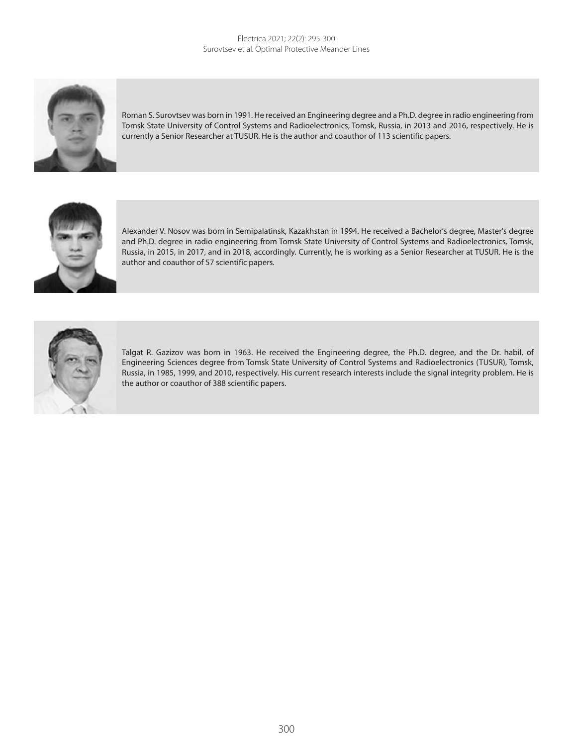Roman S. Surovtsev was born in 1991. He received an Engineering degree and a Ph.D. degree in radio engineering from Tomsk State University of Control Systems and Radioelectronics, Tomsk, Russia, in 2013 and 2016, respectively. He is currently a Senior Researcher at TUSUR. He is the author and coauthor of 113 scientific papers.

Alexander V. Nosov was born in Semipalatinsk, Kazakhstan in 1994. He received a Bachelor's degree, Master's degree and Ph.D. degree in radio engineering from Tomsk State University of Control Systems and Radioelectronics, Tomsk, Russia, in 2015, in 2017, and in 2018, accordingly. Currently, he is working as a Senior Researcher at TUSUR. He is the author and coauthor of 57 scientific papers.

Talgat R. Gazizov was born in 1963. He received the Engineering degree, the Ph.D. degree, and the Dr. habil. of Engineering Sciences degree from Tomsk State University of Control Systems and Radioelectronics (TUSUR), Tomsk, Russia, in 1985, 1999, and 2010, respectively. His current research interests include the signal integrity problem. He is the author or coauthor of 388 scientific papers.